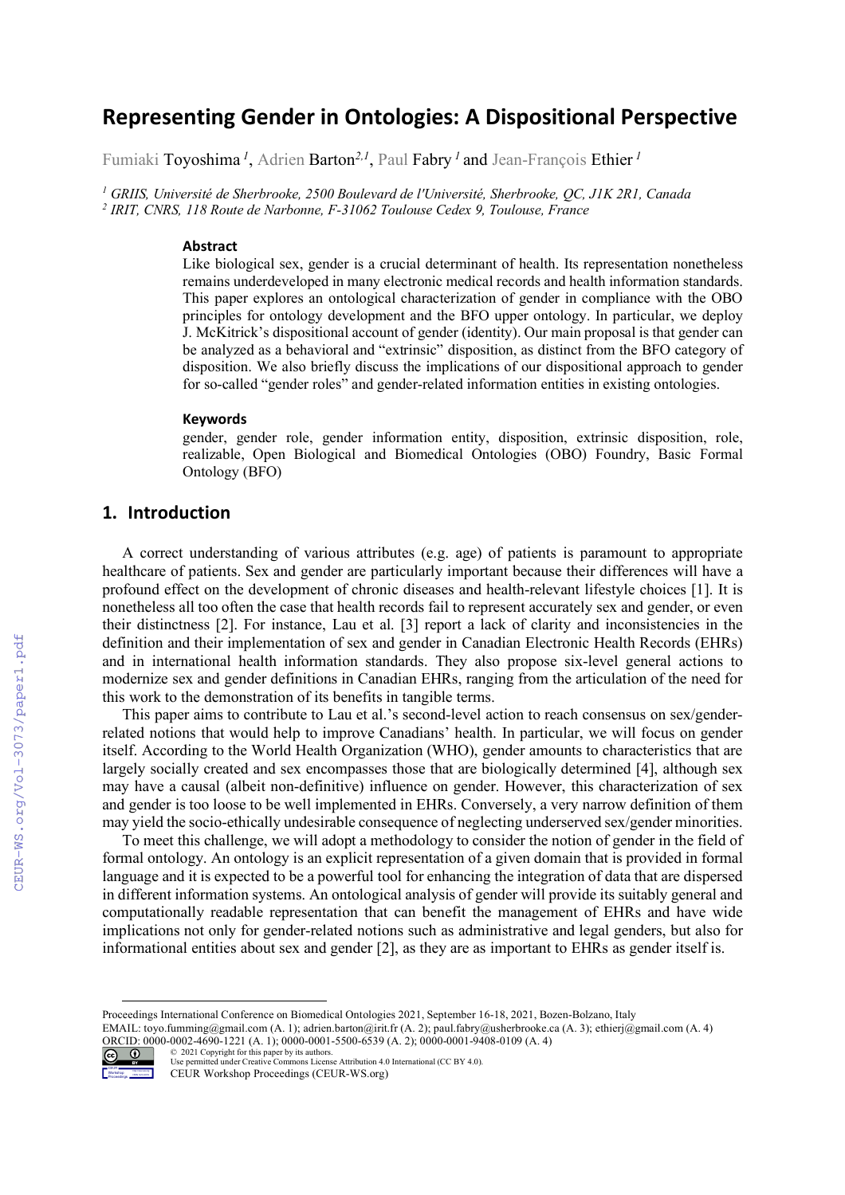# Representing Gender in Ontologies: A Dispositional Perspective

Fumiaki Toyoshima [1], Adrien Barton[2,1], Paul Fabry [1] and Jean-François Ethier [1]

[1] GRIIS, Université de Sherbrooke, 2500 Boulevard de l'Université, Sherbrooke, QC, J1K 2R1, Canada
[2] IRIT, CNRS, 118 Route de Narbonne, F-31062 Toulouse Cedex 9, Toulouse, France

### Abstract

Like biological sex, gender is a crucial determinant of health. Its representation nonetheless remains underdeveloped in many electronic medical records and health information standards. This paper explores an ontological characterization of gender in compliance with the OBO principles for ontology development and the BFO upper ontology. In particular, we deploy J. McKitrick's dispositional account of gender (identity). Our main proposal is that gender can be analyzed as a behavioral and "extrinsic" disposition, as distinct from the BFO category of disposition. We also briefly discuss the implications of our dispositional approach to gender for so-called "gender roles" and gender-related information entities in existing ontologies.

### Keywords

gender, gender role, gender information entity, disposition, extrinsic disposition, role, realizable, Open Biological and Biomedical Ontologies (OBO) Foundry, Basic Formal Ontology (BFO)

## 1. Introduction

A correct understanding of various attributes (e.g. age) of patients is paramount to appropriate healthcare of patients. Sex and gender are particularly important because their differences will have a profound effect on the development of chronic diseases and health-relevant lifestyle choices [1]. It is nonetheless all too often the case that health records fail to represent accurately sex and gender, or even their distinctness [2]. For instance, Lau et al. [3] report a lack of clarity and inconsistencies in the definition and their implementation of sex and gender in Canadian Electronic Health Records (EHRs) and in international health information standards. They also propose six-level general actions to modernize sex and gender definitions in Canadian EHRs, ranging from the articulation of the need for this work to the demonstration of its benefits in tangible terms.

This paper aims to contribute to Lau et al.'s second-level action to reach consensus on sex/gender-related notions that would help to improve Canadians' health. In particular, we will focus on gender itself. According to the World Health Organization (WHO), gender amounts to characteristics that are largely socially created and sex encompasses those that are biologically determined [4], although sex may have a causal (albeit non-definitive) influence on gender. However, this characterization of sex and gender is too loose to be well implemented in EHRs. Conversely, a very narrow definition of them may yield the socio-ethically undesirable consequence of neglecting underserved sex/gender minorities.

To meet this challenge, we will adopt a methodology to consider the notion of gender in the field of formal ontology. An ontology is an explicit representation of a given domain that is provided in formal language and it is expected to be a powerful tool for enhancing the integration of data that are dispersed in different information systems. An ontological analysis of gender will provide its suitably general and computationally readable representation that can benefit the management of EHRs and have wide implications not only for gender-related notions such as administrative and legal genders, but also for informational entities about sex and gender [2], as they are as important to EHRs as gender itself is.

Proceedings International Conference on Biomedical Ontologies 2021, September 16-18, 2021, Bozen-Bolzano, Italy
EMAIL: toyo.fumming@gmail.com (A. 1); adrien.barton@irit.fr (A. 2); paul.fabry@usherbrooke.ca (A. 3); ethierj@gmail.com (A. 4)
ORCID: 0000-0002-4690-1221 (A. 1); 0000-0001-5500-6539 (A. 2); 0000-0001-9408-0109 (A. 4)
© 2021 Copyright for this paper by its authors.
Use permitted under Creative Commons License Attribution 4.0 International (CC BY 4.0).
CEUR Workshop Proceedings (CEUR-WS.org)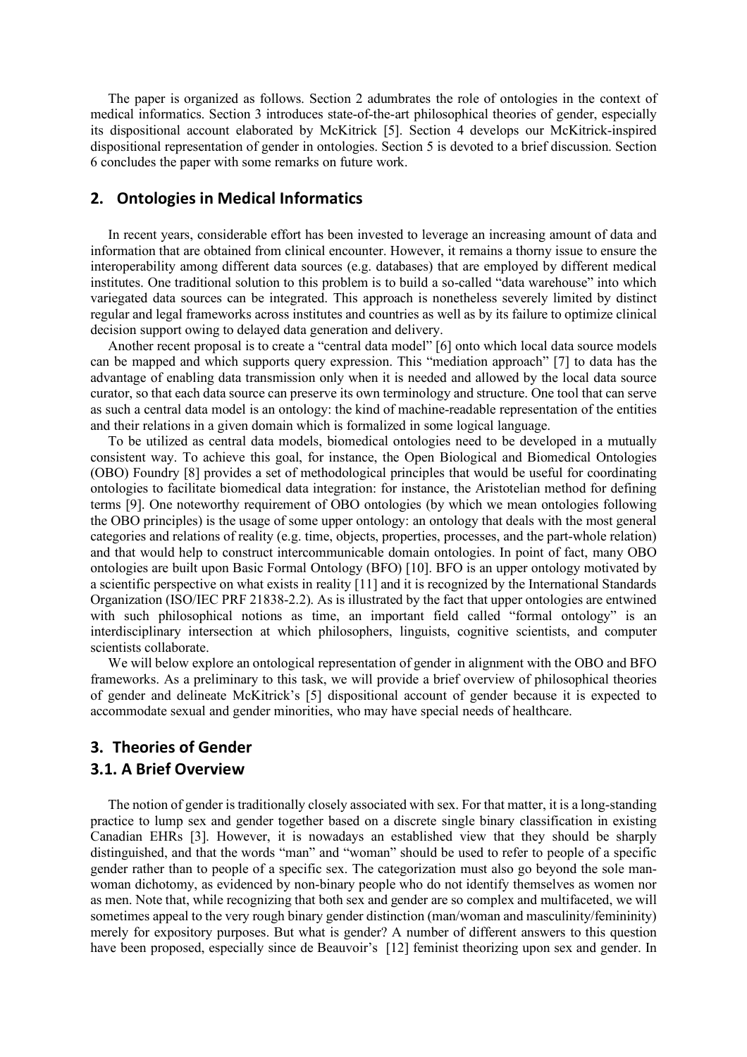The paper is organized as follows. Section 2 adumbrates the role of ontologies in the context of medical informatics. Section 3 introduces state-of-the-art philosophical theories of gender, especially its dispositional account elaborated by McKitrick [5]. Section 4 develops our McKitrick-inspired dispositional representation of gender in ontologies. Section 5 is devoted to a brief discussion. Section 6 concludes the paper with some remarks on future work.

## 2. Ontologies in Medical Informatics

In recent years, considerable effort has been invested to leverage an increasing amount of data and information that are obtained from clinical encounter. However, it remains a thorny issue to ensure the interoperability among different data sources (e.g. databases) that are employed by different medical institutes. One traditional solution to this problem is to build a so-called "data warehouse" into which variegated data sources can be integrated. This approach is nonetheless severely limited by distinct regular and legal frameworks across institutes and countries as well as by its failure to optimize clinical decision support owing to delayed data generation and delivery.

Another recent proposal is to create a "central data model" [6] onto which local data source models can be mapped and which supports query expression. This "mediation approach" [7] to data has the advantage of enabling data transmission only when it is needed and allowed by the local data source curator, so that each data source can preserve its own terminology and structure. One tool that can serve as such a central data model is an ontology: the kind of machine-readable representation of the entities and their relations in a given domain which is formalized in some logical language.

To be utilized as central data models, biomedical ontologies need to be developed in a mutually consistent way. To achieve this goal, for instance, the Open Biological and Biomedical Ontologies (OBO) Foundry [8] provides a set of methodological principles that would be useful for coordinating ontologies to facilitate biomedical data integration: for instance, the Aristotelian method for defining terms [9]. One noteworthy requirement of OBO ontologies (by which we mean ontologies following the OBO principles) is the usage of some upper ontology: an ontology that deals with the most general categories and relations of reality (e.g. time, objects, properties, processes, and the part-whole relation) and that would help to construct intercommunicable domain ontologies. In point of fact, many OBO ontologies are built upon Basic Formal Ontology (BFO) [10]. BFO is an upper ontology motivated by a scientific perspective on what exists in reality [11] and it is recognized by the International Standards Organization (ISO/IEC PRF 21838-2.2). As is illustrated by the fact that upper ontologies are entwined with such philosophical notions as time, an important field called "formal ontology" is an interdisciplinary intersection at which philosophers, linguists, cognitive scientists, and computer scientists collaborate.

We will below explore an ontological representation of gender in alignment with the OBO and BFO frameworks. As a preliminary to this task, we will provide a brief overview of philosophical theories of gender and delineate McKitrick's [5] dispositional account of gender because it is expected to accommodate sexual and gender minorities, who may have special needs of healthcare.

## 3. Theories of Gender

### 3.1. A Brief Overview

The notion of gender is traditionally closely associated with sex. For that matter, it is a long-standing practice to lump sex and gender together based on a discrete single binary classification in existing Canadian EHRs [3]. However, it is nowadays an established view that they should be sharply distinguished, and that the words "man" and "woman" should be used to refer to people of a specific gender rather than to people of a specific sex. The categorization must also go beyond the sole man-woman dichotomy, as evidenced by non-binary people who do not identify themselves as women nor as men. Note that, while recognizing that both sex and gender are so complex and multifaceted, we will sometimes appeal to the very rough binary gender distinction (man/woman and masculinity/femininity) merely for expository purposes. But what is gender? A number of different answers to this question have been proposed, especially since de Beauvoir's [12] feminist theorizing upon sex and gender. In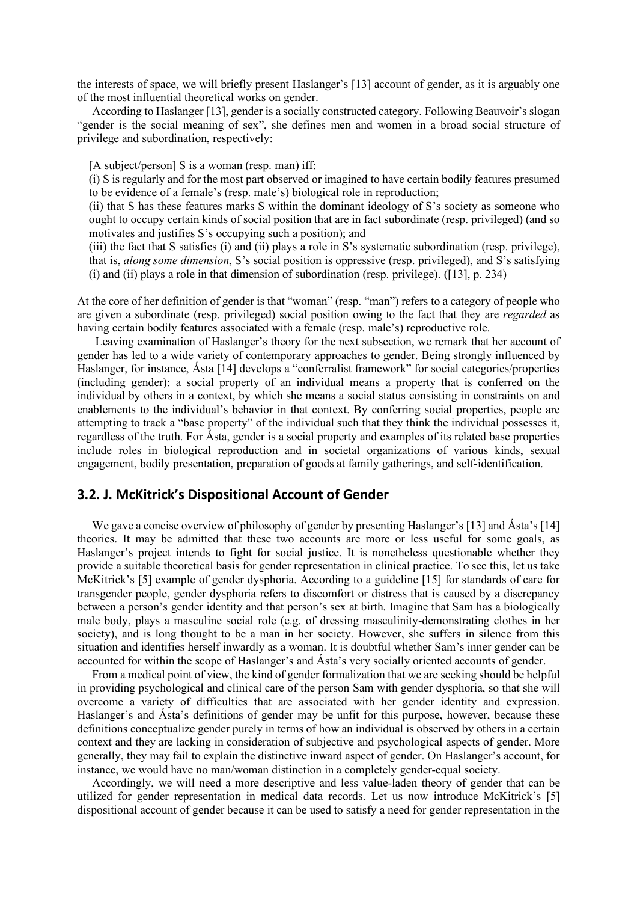the interests of space, we will briefly present Haslanger's [13] account of gender, as it is arguably one of the most influential theoretical works on gender.

According to Haslanger [13], gender is a socially constructed category. Following Beauvoir's slogan "gender is the social meaning of sex", she defines men and women in a broad social structure of privilege and subordination, respectively:

> [A subject/person] S is a woman (resp. man) iff:
>
> (i) S is regularly and for the most part observed or imagined to have certain bodily features presumed to be evidence of a female's (resp. male's) biological role in reproduction;
>
> (ii) that S has these features marks S within the dominant ideology of S's society as someone who ought to occupy certain kinds of social position that are in fact subordinate (resp. privileged) (and so motivates and justifies S's occupying such a position); and
>
> (iii) the fact that S satisfies (i) and (ii) plays a role in S's systematic subordination (resp. privilege), that is, *along some dimension*, S's social position is oppressive (resp. privileged), and S's satisfying (i) and (ii) plays a role in that dimension of subordination (resp. privilege). ([13], p. 234)

At the core of her definition of gender is that "woman" (resp. "man") refers to a category of people who are given a subordinate (resp. privileged) social position owing to the fact that they are *regarded* as having certain bodily features associated with a female (resp. male's) reproductive role.

Leaving examination of Haslanger's theory for the next subsection, we remark that her account of gender has led to a wide variety of contemporary approaches to gender. Being strongly influenced by Haslanger, for instance, Ásta [14] develops a "conferralist framework" for social categories/properties (including gender): a social property of an individual means a property that is conferred on the individual by others in a context, by which she means a social status consisting in constraints on and enablements to the individual's behavior in that context. By conferring social properties, people are attempting to track a "base property" of the individual such that they think the individual possesses it, regardless of the truth. For Ásta, gender is a social property and examples of its related base properties include roles in biological reproduction and in societal organizations of various kinds, sexual engagement, bodily presentation, preparation of goods at family gatherings, and self-identification.

## 3.2. J. McKitrick's Dispositional Account of Gender

We gave a concise overview of philosophy of gender by presenting Haslanger's [13] and Ásta's [14] theories. It may be admitted that these two accounts are more or less useful for some goals, as Haslanger's project intends to fight for social justice. It is nonetheless questionable whether they provide a suitable theoretical basis for gender representation in clinical practice. To see this, let us take McKitrick's [5] example of gender dysphoria. According to a guideline [15] for standards of care for transgender people, gender dysphoria refers to discomfort or distress that is caused by a discrepancy between a person's gender identity and that person's sex at birth. Imagine that Sam has a biologically male body, plays a masculine social role (e.g. of dressing masculinity-demonstrating clothes in her society), and is long thought to be a man in her society. However, she suffers in silence from this situation and identifies herself inwardly as a woman. It is doubtful whether Sam's inner gender can be accounted for within the scope of Haslanger's and Ásta's very socially oriented accounts of gender.

From a medical point of view, the kind of gender formalization that we are seeking should be helpful in providing psychological and clinical care of the person Sam with gender dysphoria, so that she will overcome a variety of difficulties that are associated with her gender identity and expression. Haslanger's and Ásta's definitions of gender may be unfit for this purpose, however, because these definitions conceptualize gender purely in terms of how an individual is observed by others in a certain context and they are lacking in consideration of subjective and psychological aspects of gender. More generally, they may fail to explain the distinctive inward aspect of gender. On Haslanger's account, for instance, we would have no man/woman distinction in a completely gender-equal society.

Accordingly, we will need a more descriptive and less value-laden theory of gender that can be utilized for gender representation in medical data records. Let us now introduce McKitrick's [5] dispositional account of gender because it can be used to satisfy a need for gender representation in the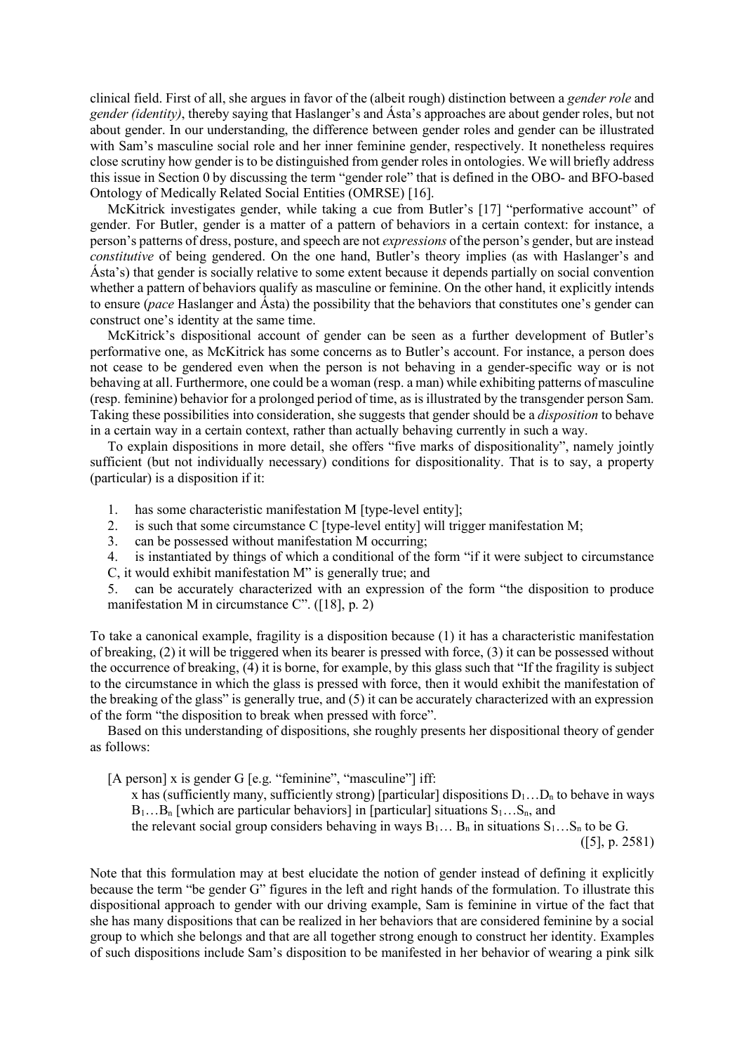clinical field. First of all, she argues in favor of the (albeit rough) distinction between a *gender role* and *gender (identity)*, thereby saying that Haslanger's and Ásta's approaches are about gender roles, but not about gender. In our understanding, the difference between gender roles and gender can be illustrated with Sam's masculine social role and her inner feminine gender, respectively. It nonetheless requires close scrutiny how gender is to be distinguished from gender roles in ontologies. We will briefly address this issue in Section 0 by discussing the term "gender role" that is defined in the OBO- and BFO-based Ontology of Medically Related Social Entities (OMRSE) [16].

McKitrick investigates gender, while taking a cue from Butler's [17] "performative account" of gender. For Butler, gender is a matter of a pattern of behaviors in a certain context: for instance, a person's patterns of dress, posture, and speech are not *expressions* of the person's gender, but are instead *constitutive* of being gendered. On the one hand, Butler's theory implies (as with Haslanger's and Ásta's) that gender is socially relative to some extent because it depends partially on social convention whether a pattern of behaviors qualify as masculine or feminine. On the other hand, it explicitly intends to ensure (*pace* Haslanger and Ásta) the possibility that the behaviors that constitutes one's gender can construct one's identity at the same time.

McKitrick's dispositional account of gender can be seen as a further development of Butler's performative one, as McKitrick has some concerns as to Butler's account. For instance, a person does not cease to be gendered even when the person is not behaving in a gender-specific way or is not behaving at all. Furthermore, one could be a woman (resp. a man) while exhibiting patterns of masculine (resp. feminine) behavior for a prolonged period of time, as is illustrated by the transgender person Sam. Taking these possibilities into consideration, she suggests that gender should be a *disposition* to behave in a certain way in a certain context, rather than actually behaving currently in such a way.

To explain dispositions in more detail, she offers "five marks of dispositionality", namely jointly sufficient (but not individually necessary) conditions for dispositionality. That is to say, a property (particular) is a disposition if it:

1. has some characteristic manifestation M [type-level entity];
2. is such that some circumstance C [type-level entity] will trigger manifestation M;
3. can be possessed without manifestation M occurring;
4. is instantiated by things of which a conditional of the form "if it were subject to circumstance C, it would exhibit manifestation M" is generally true; and
5. can be accurately characterized with an expression of the form "the disposition to produce manifestation M in circumstance C". ([18], p. 2)

To take a canonical example, fragility is a disposition because (1) it has a characteristic manifestation of breaking, (2) it will be triggered when its bearer is pressed with force, (3) it can be possessed without the occurrence of breaking, (4) it is borne, for example, by this glass such that "If the fragility is subject to the circumstance in which the glass is pressed with force, then it would exhibit the manifestation of the breaking of the glass" is generally true, and (5) it can be accurately characterized with an expression of the form "the disposition to break when pressed with force".

Based on this understanding of dispositions, she roughly presents her dispositional theory of gender as follows:

> [A person] x is gender G [e.g. "feminine", "masculine"] iff:
>
> x has (sufficiently many, sufficiently strong) [particular] dispositions $D_1 \ldots D_n$ to behave in ways $B_1 \ldots B_n$ [which are particular behaviors] in [particular] situations $S_1 \ldots S_n$, and
>
> the relevant social group considers behaving in ways $B_1 \ldots B_n$ in situations $S_1 \ldots S_n$ to be G.
>
> ([5], p. 2581)

Note that this formulation may at best elucidate the notion of gender instead of defining it explicitly because the term "be gender G" figures in the left and right hands of the formulation. To illustrate this dispositional approach to gender with our driving example, Sam is feminine in virtue of the fact that she has many dispositions that can be realized in her behaviors that are considered feminine by a social group to which she belongs and that are all together strong enough to construct her identity. Examples of such dispositions include Sam's disposition to be manifested in her behavior of wearing a pink silk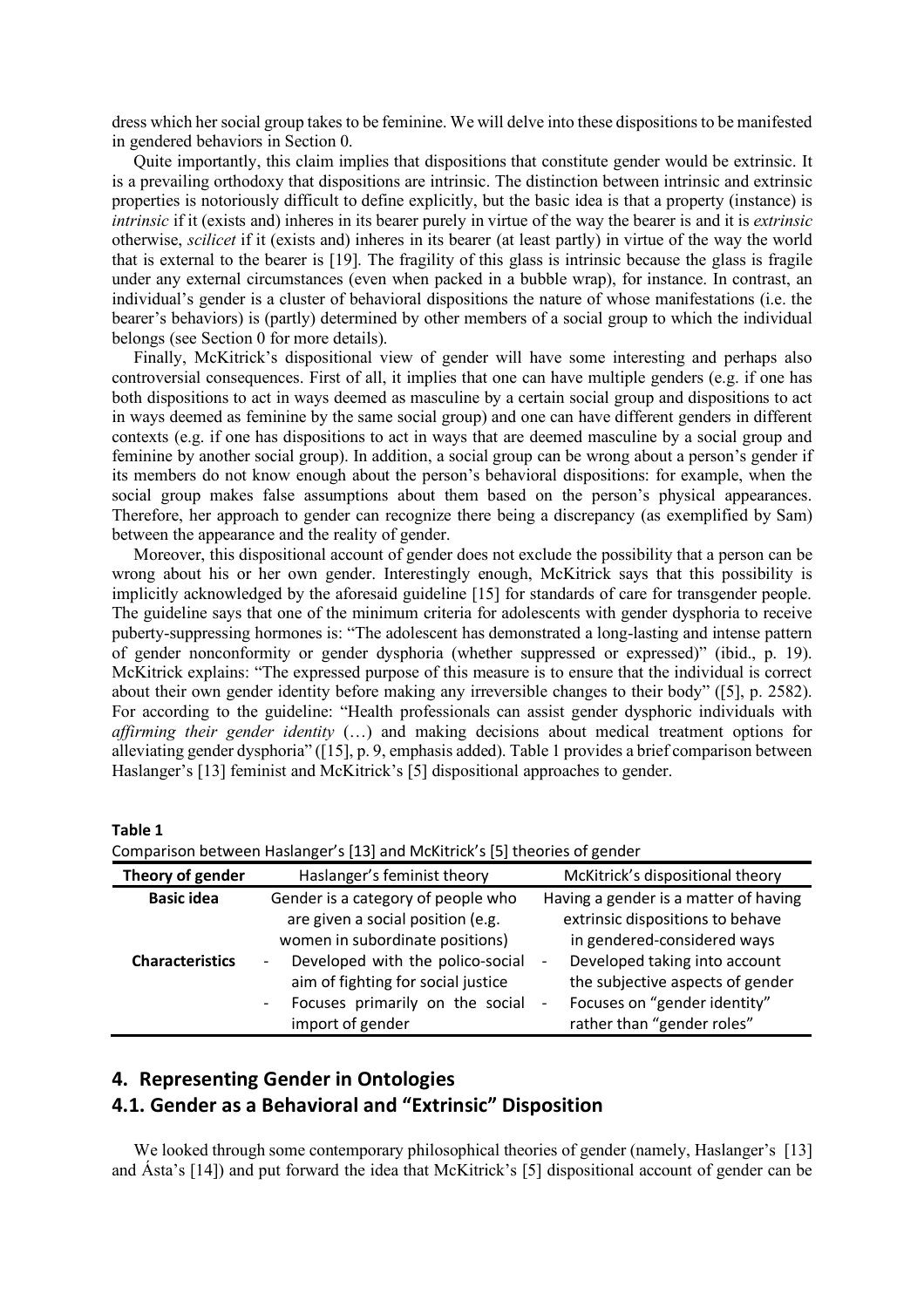dress which her social group takes to be feminine. We will delve into these dispositions to be manifested in gendered behaviors in Section 0.

Quite importantly, this claim implies that dispositions that constitute gender would be extrinsic. It is a prevailing orthodoxy that dispositions are intrinsic. The distinction between intrinsic and extrinsic properties is notoriously difficult to define explicitly, but the basic idea is that a property (instance) is *intrinsic* if it (exists and) inheres in its bearer purely in virtue of the way the bearer is and it is *extrinsic* otherwise, *scilicet* if it (exists and) inheres in its bearer (at least partly) in virtue of the way the world that is external to the bearer is [19]. The fragility of this glass is intrinsic because the glass is fragile under any external circumstances (even when packed in a bubble wrap), for instance. In contrast, an individual's gender is a cluster of behavioral dispositions the nature of whose manifestations (i.e. the bearer's behaviors) is (partly) determined by other members of a social group to which the individual belongs (see Section 0 for more details).

Finally, McKitrick's dispositional view of gender will have some interesting and perhaps also controversial consequences. First of all, it implies that one can have multiple genders (e.g. if one has both dispositions to act in ways deemed as masculine by a certain social group and dispositions to act in ways deemed as feminine by the same social group) and one can have different genders in different contexts (e.g. if one has dispositions to act in ways that are deemed masculine by a social group and feminine by another social group). In addition, a social group can be wrong about a person's gender if its members do not know enough about the person's behavioral dispositions: for example, when the social group makes false assumptions about them based on the person's physical appearances. Therefore, her approach to gender can recognize there being a discrepancy (as exemplified by Sam) between the appearance and the reality of gender.

Moreover, this dispositional account of gender does not exclude the possibility that a person can be wrong about his or her own gender. Interestingly enough, McKitrick says that this possibility is implicitly acknowledged by the aforesaid guideline [15] for standards of care for transgender people. The guideline says that one of the minimum criteria for adolescents with gender dysphoria to receive puberty-suppressing hormones is: "The adolescent has demonstrated a long-lasting and intense pattern of gender nonconformity or gender dysphoria (whether suppressed or expressed)" (ibid., p. 19). McKitrick explains: "The expressed purpose of this measure is to ensure that the individual is correct about their own gender identity before making any irreversible changes to their body" ([5], p. 2582). For according to the guideline: "Health professionals can assist gender dysphoric individuals with *affirming their gender identity* (…) and making decisions about medical treatment options for alleviating gender dysphoria" ([15], p. 9, emphasis added). Table 1 provides a brief comparison between Haslanger's [13] feminist and McKitrick's [5] dispositional approaches to gender.

**Table 1**
Comparison between Haslanger's [13] and McKitrick's [5] theories of gender

| Theory of gender | Haslanger's feminist theory | McKitrick's dispositional theory |
|---|---|---|
| **Basic idea** | Gender is a category of people who are given a social position (e.g. women in subordinate positions) | Having a gender is a matter of having extrinsic dispositions to behave in gendered-considered ways |
| **Characteristics** | - Developed with the polico-social aim of fighting for social justice<br>- Focuses primarily on the social import of gender | - Developed taking into account the subjective aspects of gender<br>- Focuses on "gender identity" rather than "gender roles" |

## 4. Representing Gender in Ontologies

### 4.1. Gender as a Behavioral and "Extrinsic" Disposition

We looked through some contemporary philosophical theories of gender (namely, Haslanger's [13] and Ásta's [14]) and put forward the idea that McKitrick's [5] dispositional account of gender can be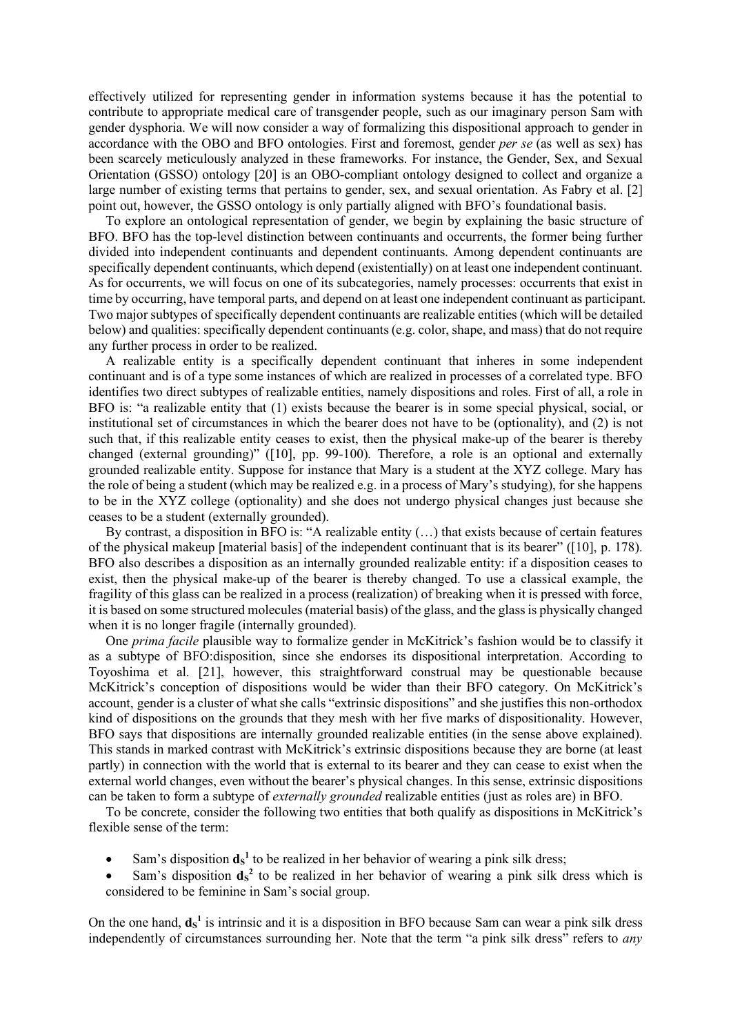effectively utilized for representing gender in information systems because it has the potential to contribute to appropriate medical care of transgender people, such as our imaginary person Sam with gender dysphoria. We will now consider a way of formalizing this dispositional approach to gender in accordance with the OBO and BFO ontologies. First and foremost, gender *per se* (as well as sex) has been scarcely meticulously analyzed in these frameworks. For instance, the Gender, Sex, and Sexual Orientation (GSSO) ontology [20] is an OBO-compliant ontology designed to collect and organize a large number of existing terms that pertains to gender, sex, and sexual orientation. As Fabry et al. [2] point out, however, the GSSO ontology is only partially aligned with BFO's foundational basis.

To explore an ontological representation of gender, we begin by explaining the basic structure of BFO. BFO has the top-level distinction between continuants and occurrents, the former being further divided into independent continuants and dependent continuants. Among dependent continuants are specifically dependent continuants, which depend (existentially) on at least one independent continuant. As for occurrents, we will focus on one of its subcategories, namely processes: occurrents that exist in time by occurring, have temporal parts, and depend on at least one independent continuant as participant. Two major subtypes of specifically dependent continuants are realizable entities (which will be detailed below) and qualities: specifically dependent continuants (e.g. color, shape, and mass) that do not require any further process in order to be realized.

A realizable entity is a specifically dependent continuant that inheres in some independent continuant and is of a type some instances of which are realized in processes of a correlated type. BFO identifies two direct subtypes of realizable entities, namely dispositions and roles. First of all, a role in BFO is: "a realizable entity that (1) exists because the bearer is in some special physical, social, or institutional set of circumstances in which the bearer does not have to be (optionality), and (2) is not such that, if this realizable entity ceases to exist, then the physical make-up of the bearer is thereby changed (external grounding)" ([10], pp. 99-100). Therefore, a role is an optional and externally grounded realizable entity. Suppose for instance that Mary is a student at the XYZ college. Mary has the role of being a student (which may be realized e.g. in a process of Mary's studying), for she happens to be in the XYZ college (optionality) and she does not undergo physical changes just because she ceases to be a student (externally grounded).

By contrast, a disposition in BFO is: "A realizable entity (…) that exists because of certain features of the physical makeup [material basis] of the independent continuant that is its bearer" ([10], p. 178). BFO also describes a disposition as an internally grounded realizable entity: if a disposition ceases to exist, then the physical make-up of the bearer is thereby changed. To use a classical example, the fragility of this glass can be realized in a process (realization) of breaking when it is pressed with force, it is based on some structured molecules (material basis) of the glass, and the glass is physically changed when it is no longer fragile (internally grounded).

One *prima facile* plausible way to formalize gender in McKitrick's fashion would be to classify it as a subtype of BFO:disposition, since she endorses its dispositional interpretation. According to Toyoshima et al. [21], however, this straightforward construal may be questionable because McKitrick's conception of dispositions would be wider than their BFO category. On McKitrick's account, gender is a cluster of what she calls "extrinsic dispositions" and she justifies this non-orthodox kind of dispositions on the grounds that they mesh with her five marks of dispositionality. However, BFO says that dispositions are internally grounded realizable entities (in the sense above explained). This stands in marked contrast with McKitrick's extrinsic dispositions because they are borne (at least partly) in connection with the world that is external to its bearer and they can cease to exist when the external world changes, even without the bearer's physical changes. In this sense, extrinsic dispositions can be taken to form a subtype of *externally grounded* realizable entities (just as roles are) in BFO.

To be concrete, consider the following two entities that both qualify as dispositions in McKitrick's flexible sense of the term:

- Sam's disposition $\mathbf{d_S^1}$ to be realized in her behavior of wearing a pink silk dress;
- Sam's disposition $\mathbf{d_S^2}$ to be realized in her behavior of wearing a pink silk dress which is considered to be feminine in Sam's social group.

On the one hand, $\mathbf{d_S^1}$ is intrinsic and it is a disposition in BFO because Sam can wear a pink silk dress independently of circumstances surrounding her. Note that the term "a pink silk dress" refers to *any*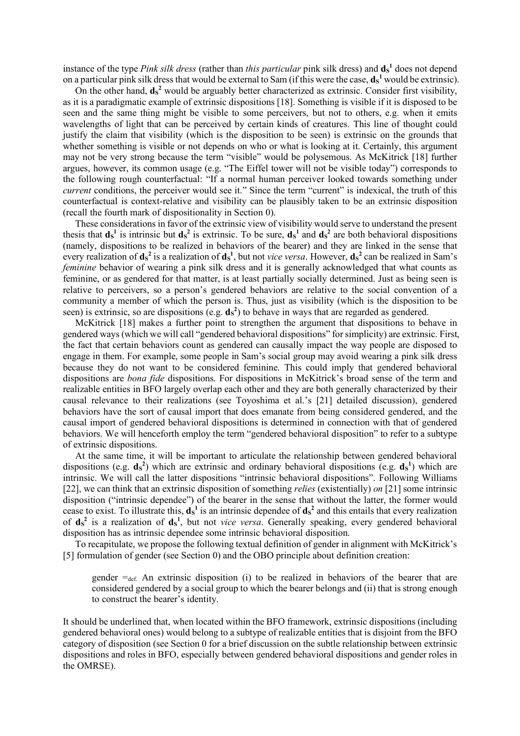instance of the type *Pink silk dress* (rather than *this particular* pink silk dress) and $\mathbf{d_S^1}$ does not depend on a particular pink silk dress that would be external to Sam (if this were the case, $\mathbf{d_S^1}$ would be extrinsic).

On the other hand, $\mathbf{d_S^2}$ would be arguably better characterized as extrinsic. Consider first visibility, as it is a paradigmatic example of extrinsic dispositions [18]. Something is visible if it is disposed to be seen and the same thing might be visible to some perceivers, but not to others, e.g. when it emits wavelengths of light that can be perceived by certain kinds of creatures. This line of thought could justify the claim that visibility (which is the disposition to be seen) is extrinsic on the grounds that whether something is visible or not depends on who or what is looking at it. Certainly, this argument may not be very strong because the term "visible" would be polysemous. As McKitrick [18] further argues, however, its common usage (e.g. "The Eiffel tower will not be visible today") corresponds to the following rough counterfactual: "If a normal human perceiver looked towards something under *current* conditions, the perceiver would see it." Since the term "current" is indexical, the truth of this counterfactual is context-relative and visibility can be plausibly taken to be an extrinsic disposition (recall the fourth mark of dispositionality in Section 0).

These considerations in favor of the extrinsic view of visibility would serve to understand the present thesis that $\mathbf{d_S^1}$ is intrinsic but $\mathbf{d_S^2}$ is extrinsic. To be sure, $\mathbf{d_S^1}$ and $\mathbf{d_S^2}$ are both behavioral dispositions (namely, dispositions to be realized in behaviors of the bearer) and they are linked in the sense that every realization of $\mathbf{d_S^2}$ is a realization of $\mathbf{d_S^1}$, but not *vice versa*. However, $\mathbf{d_S^2}$ can be realized in Sam's *feminine* behavior of wearing a pink silk dress and it is generally acknowledged that what counts as feminine, or as gendered for that matter, is at least partially socially determined. Just as being seen is relative to perceivers, so a person's gendered behaviors are relative to the social convention of a community a member of which the person is. Thus, just as visibility (which is the disposition to be seen) is extrinsic, so are dispositions (e.g. $\mathbf{d_S^2}$) to behave in ways that are regarded as gendered.

McKitrick [18] makes a further point to strengthen the argument that dispositions to behave in gendered ways (which we will call "gendered behavioral dispositions" for simplicity) are extrinsic. First, the fact that certain behaviors count as gendered can causally impact the way people are disposed to engage in them. For example, some people in Sam's social group may avoid wearing a pink silk dress because they do not want to be considered feminine. This could imply that gendered behavioral dispositions are *bona fide* dispositions. For dispositions in McKitrick's broad sense of the term and realizable entities in BFO largely overlap each other and they are both generally characterized by their causal relevance to their realizations (see Toyoshima et al.'s [21] detailed discussion), gendered behaviors have the sort of causal import that does emanate from being considered gendered, and the causal import of gendered behavioral dispositions is determined in connection with that of gendered behaviors. We will henceforth employ the term "gendered behavioral disposition" to refer to a subtype of extrinsic dispositions.

At the same time, it will be important to articulate the relationship between gendered behavioral dispositions (e.g. $\mathbf{d_S^2}$) which are extrinsic and ordinary behavioral dispositions (e.g. $\mathbf{d_S^1}$) which are intrinsic. We will call the latter dispositions "intrinsic behavioral dispositions". Following Williams [22], we can think that an extrinsic disposition of something *relies* (existentially) *on* [21] some intrinsic disposition ("intrinsic dependee") of the bearer in the sense that without the latter, the former would cease to exist. To illustrate this, $\mathbf{d_S^1}$ is an intrinsic dependee of $\mathbf{d_S^2}$ and this entails that every realization of $\mathbf{d_S^2}$ is a realization of $\mathbf{d_S^1}$, but not *vice versa*. Generally speaking, every gendered behavioral disposition has as intrinsic dependee some intrinsic behavioral disposition.

To recapitulate, we propose the following textual definition of gender in alignment with McKitrick's [5] formulation of gender (see Section 0) and the OBO principle about definition creation:

> gender $=_{\text{def.}}$ An extrinsic disposition (i) to be realized in behaviors of the bearer that are considered gendered by a social group to which the bearer belongs and (ii) that is strong enough to construct the bearer's identity.

It should be underlined that, when located within the BFO framework, extrinsic dispositions (including gendered behavioral ones) would belong to a subtype of realizable entities that is disjoint from the BFO category of disposition (see Section 0 for a brief discussion on the subtle relationship between extrinsic dispositions and roles in BFO, especially between gendered behavioral dispositions and gender roles in the OMRSE).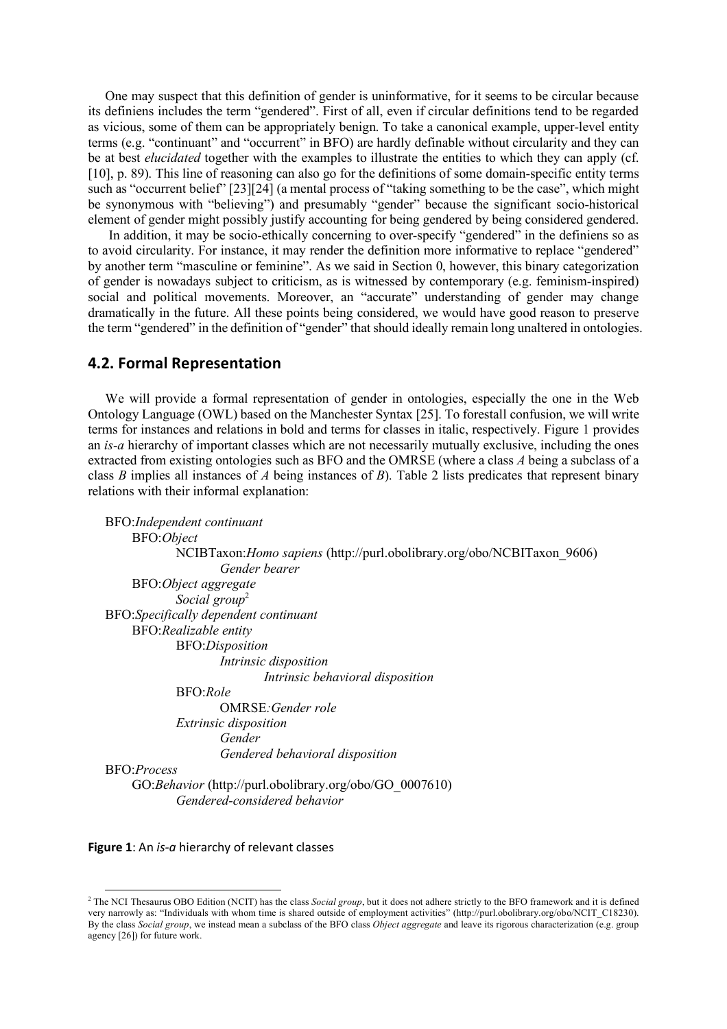One may suspect that this definition of gender is uninformative, for it seems to be circular because its definiens includes the term "gendered". First of all, even if circular definitions tend to be regarded as vicious, some of them can be appropriately benign. To take a canonical example, upper-level entity terms (e.g. "continuant" and "occurrent" in BFO) are hardly definable without circularity and they can be at best *elucidated* together with the examples to illustrate the entities to which they can apply (cf. [10], p. 89). This line of reasoning can also go for the definitions of some domain-specific entity terms such as "occurrent belief" [23][24] (a mental process of "taking something to be the case", which might be synonymous with "believing") and presumably "gender" because the significant socio-historical element of gender might possibly justify accounting for being gendered by being considered gendered.

In addition, it may be socio-ethically concerning to over-specify "gendered" in the definiens so as to avoid circularity. For instance, it may render the definition more informative to replace "gendered" by another term "masculine or feminine". As we said in Section 0, however, this binary categorization of gender is nowadays subject to criticism, as is witnessed by contemporary (e.g. feminism-inspired) social and political movements. Moreover, an "accurate" understanding of gender may change dramatically in the future. All these points being considered, we would have good reason to preserve the term "gendered" in the definition of "gender" that should ideally remain long unaltered in ontologies.

## 4.2. Formal Representation

We will provide a formal representation of gender in ontologies, especially the one in the Web Ontology Language (OWL) based on the Manchester Syntax [25]. To forestall confusion, we will write terms for instances and relations in bold and terms for classes in italic, respectively. Figure 1 provides an *is-a* hierarchy of important classes which are not necessarily mutually exclusive, including the ones extracted from existing ontologies such as BFO and the OMRSE (where a class *A* being a subclass of a class *B* implies all instances of *A* being instances of *B*). Table 2 lists predicates that represent binary relations with their informal explanation:

- BFO:*Independent continuant*
  - BFO:*Object*
    - NCIBTaxon:*Homo sapiens* (http://purl.obolibrary.org/obo/NCBITaxon_9606)
      - *Gender bearer*
  - BFO:*Object aggregate*
    - *Social group*[2]
- BFO:*Specifically dependent continuant*
  - BFO:*Realizable entity*
    - BFO:*Disposition*
      - *Intrinsic disposition*
        - *Intrinsic behavioral disposition*
    - BFO:*Role*
      - OMRSE*:Gender role*
    - *Extrinsic disposition*
      - *Gender*
      - *Gendered behavioral disposition*
- BFO:*Process*
  - GO:*Behavior* (http://purl.obolibrary.org/obo/GO_0007610)
    - *Gendered-considered behavior*

**Figure 1**: An *is-a* hierarchy of relevant classes

[2] The NCI Thesaurus OBO Edition (NCIT) has the class *Social group*, but it does not adhere strictly to the BFO framework and it is defined very narrowly as: "Individuals with whom time is shared outside of employment activities" (http://purl.obolibrary.org/obo/NCIT_C18230). By the class *Social group*, we instead mean a subclass of the BFO class *Object aggregate* and leave its rigorous characterization (e.g. group agency [26]) for future work.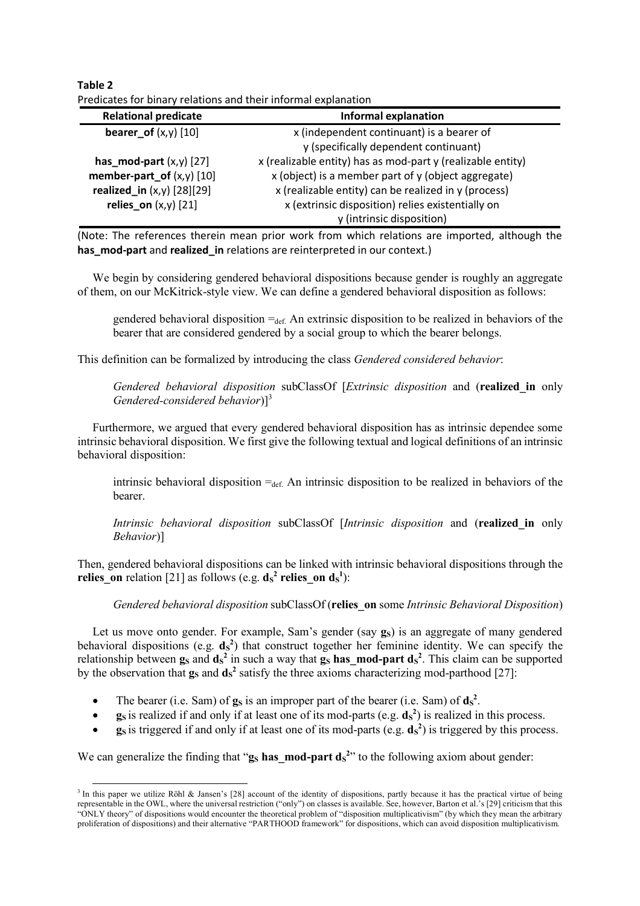**Table 2**
Predicates for binary relations and their informal explanation

| Relational predicate | Informal explanation |
|---|---|
| **bearer_of** (x,y) [10] | x (independent continuant) is a bearer of y (specifically dependent continuant) |
| **has_mod-part** (x,y) [27] | x (realizable entity) has as mod-part y (realizable entity) |
| **member-part_of** (x,y) [10] | x (object) is a member part of y (object aggregate) |
| **realized_in** (x,y) [28][29] | x (realizable entity) can be realized in y (process) |
| **relies_on** (x,y) [21] | x (extrinsic disposition) relies existentially on y (intrinsic disposition) |

(Note: The references therein mean prior work from which relations are imported, although the **has_mod-part** and **realized_in** relations are reinterpreted in our context.)

We begin by considering gendered behavioral dispositions because gender is roughly an aggregate of them, on our McKitrick-style view. We can define a gendered behavioral disposition as follows:

> gendered behavioral disposition $=_{def.}$ An extrinsic disposition to be realized in behaviors of the bearer that are considered gendered by a social group to which the bearer belongs.

This definition can be formalized by introducing the class *Gendered considered behavior*:

> *Gendered behavioral disposition* subClassOf [*Extrinsic disposition* and (**realized_in** only *Gendered-considered behavior*)][3]

Furthermore, we argued that every gendered behavioral disposition has as intrinsic dependee some intrinsic behavioral disposition. We first give the following textual and logical definitions of an intrinsic behavioral disposition:

> intrinsic behavioral disposition $=_{def.}$ An intrinsic disposition to be realized in behaviors of the bearer.

> *Intrinsic behavioral disposition* subClassOf [*Intrinsic disposition* and (**realized_in** only *Behavior*)]

Then, gendered behavioral dispositions can be linked with intrinsic behavioral dispositions through the **relies_on** relation [21] as follows (e.g. $\mathbf{d_S^2}$ **relies_on** $\mathbf{d_S^1}$):

> *Gendered behavioral disposition* subClassOf (**relies_on** some *Intrinsic Behavioral Disposition*)

Let us move onto gender. For example, Sam's gender (say $\mathbf{g_S}$) is an aggregate of many gendered behavioral dispositions (e.g. $\mathbf{d_S^2}$) that construct together her feminine identity. We can specify the relationship between $\mathbf{g_S}$ and $\mathbf{d_S^2}$ in such a way that $\mathbf{g_S}$ **has_mod-part** $\mathbf{d_S^2}$. This claim can be supported by the observation that $\mathbf{g_S}$ and $\mathbf{d_S^2}$ satisfy the three axioms characterizing mod-parthood [27]:

- The bearer (i.e. Sam) of $\mathbf{g_S}$ is an improper part of the bearer (i.e. Sam) of $\mathbf{d_S^2}$.
- $\mathbf{g_S}$ is realized if and only if at least one of its mod-parts (e.g. $\mathbf{d_S^2}$) is realized in this process.
- $\mathbf{g_S}$ is triggered if and only if at least one of its mod-parts (e.g. $\mathbf{d_S^2}$) is triggered by this process.

We can generalize the finding that "$\mathbf{g_S}$ **has_mod-part** $\mathbf{d_S^2}$" to the following axiom about gender:

[3] In this paper we utilize Röhl & Jansen's [28] account of the identity of dispositions, partly because it has the practical virtue of being representable in the OWL, where the universal restriction ("only") on classes is available. See, however, Barton et al.'s [29] criticism that this "ONLY theory" of dispositions would encounter the theoretical problem of "disposition multiplicativism" (by which they mean the arbitrary proliferation of dispositions) and their alternative "PARTHOOD framework" for dispositions, which can avoid disposition multiplicativism.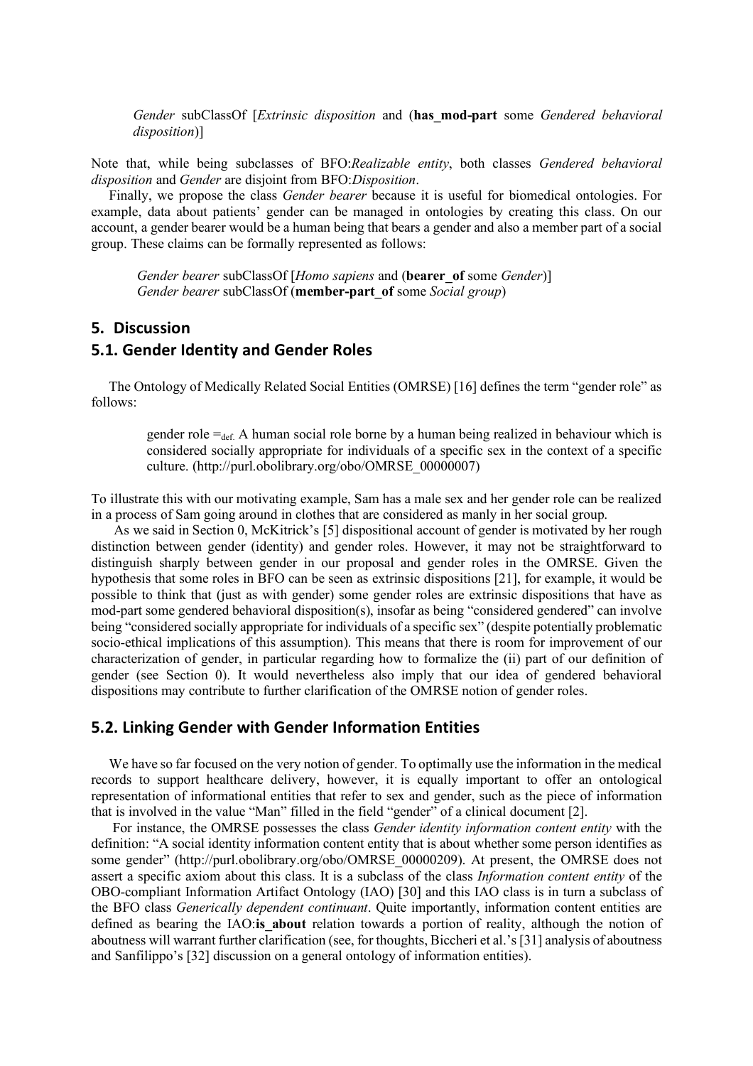*Gender* subClassOf [*Extrinsic disposition* and (**has_mod-part** some *Gendered behavioral disposition*)]

Note that, while being subclasses of BFO:*Realizable entity*, both classes *Gendered behavioral disposition* and *Gender* are disjoint from BFO:*Disposition*.

Finally, we propose the class *Gender bearer* because it is useful for biomedical ontologies. For example, data about patients' gender can be managed in ontologies by creating this class. On our account, a gender bearer would be a human being that bears a gender and also a member part of a social group. These claims can be formally represented as follows:

*Gender bearer* subClassOf [*Homo sapiens* and (**bearer_of** some *Gender*)]
*Gender bearer* subClassOf (**member-part_of** some *Social group*)

## 5. Discussion

### 5.1. Gender Identity and Gender Roles

The Ontology of Medically Related Social Entities (OMRSE) [16] defines the term "gender role" as follows:

> gender role $=_{\text{def.}}$ A human social role borne by a human being realized in behaviour which is considered socially appropriate for individuals of a specific sex in the context of a specific culture. (http://purl.obolibrary.org/obo/OMRSE_00000007)

To illustrate this with our motivating example, Sam has a male sex and her gender role can be realized in a process of Sam going around in clothes that are considered as manly in her social group.

As we said in Section 0, McKitrick's [5] dispositional account of gender is motivated by her rough distinction between gender (identity) and gender roles. However, it may not be straightforward to distinguish sharply between gender in our proposal and gender roles in the OMRSE. Given the hypothesis that some roles in BFO can be seen as extrinsic dispositions [21], for example, it would be possible to think that (just as with gender) some gender roles are extrinsic dispositions that have as mod-part some gendered behavioral disposition(s), insofar as being "considered gendered" can involve being "considered socially appropriate for individuals of a specific sex" (despite potentially problematic socio-ethical implications of this assumption). This means that there is room for improvement of our characterization of gender, in particular regarding how to formalize the (ii) part of our definition of gender (see Section 0). It would nevertheless also imply that our idea of gendered behavioral dispositions may contribute to further clarification of the OMRSE notion of gender roles.

### 5.2. Linking Gender with Gender Information Entities

We have so far focused on the very notion of gender. To optimally use the information in the medical records to support healthcare delivery, however, it is equally important to offer an ontological representation of informational entities that refer to sex and gender, such as the piece of information that is involved in the value "Man" filled in the field "gender" of a clinical document [2].

For instance, the OMRSE possesses the class *Gender identity information content entity* with the definition: "A social identity information content entity that is about whether some person identifies as some gender" (http://purl.obolibrary.org/obo/OMRSE_00000209). At present, the OMRSE does not assert a specific axiom about this class. It is a subclass of the class *Information content entity* of the OBO-compliant Information Artifact Ontology (IAO) [30] and this IAO class is in turn a subclass of the BFO class *Generically dependent continuant*. Quite importantly, information content entities are defined as bearing the IAO:**is_about** relation towards a portion of reality, although the notion of aboutness will warrant further clarification (see, for thoughts, Biccheri et al.'s [31] analysis of aboutness and Sanfilippo's [32] discussion on a general ontology of information entities).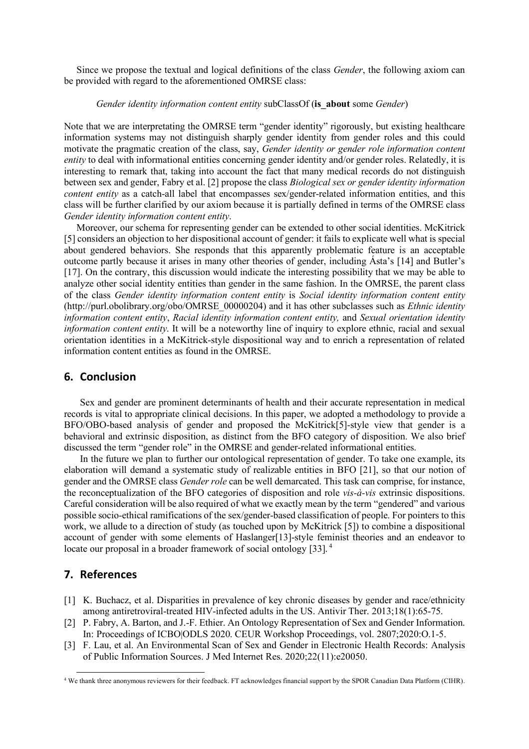Since we propose the textual and logical definitions of the class *Gender*, the following axiom can be provided with regard to the aforementioned OMRSE class:

*Gender identity information content entity* subClassOf (**is_about** some *Gender*)

Note that we are interpretating the OMRSE term "gender identity" rigorously, but existing healthcare information systems may not distinguish sharply gender identity from gender roles and this could motivate the pragmatic creation of the class, say, *Gender identity or gender role information content entity* to deal with informational entities concerning gender identity and/or gender roles. Relatedly, it is interesting to remark that, taking into account the fact that many medical records do not distinguish between sex and gender, Fabry et al. [2] propose the class *Biological sex or gender identity information content entity* as a catch-all label that encompasses sex/gender-related information entities, and this class will be further clarified by our axiom because it is partially defined in terms of the OMRSE class *Gender identity information content entity*.

Moreover, our schema for representing gender can be extended to other social identities. McKitrick [5] considers an objection to her dispositional account of gender: it fails to explicate well what is special about gendered behaviors. She responds that this apparently problematic feature is an acceptable outcome partly because it arises in many other theories of gender, including Ásta's [14] and Butler's [17]. On the contrary, this discussion would indicate the interesting possibility that we may be able to analyze other social identity entities than gender in the same fashion. In the OMRSE, the parent class of the class *Gender identity information content entity* is *Social identity information content entity* (http://purl.obolibrary.org/obo/OMRSE_00000204) and it has other subclasses such as *Ethnic identity information content entity*, *Racial identity information content entity,* and *Sexual orientation identity information content entity*. It will be a noteworthy line of inquiry to explore ethnic, racial and sexual orientation identities in a McKitrick-style dispositional way and to enrich a representation of related information content entities as found in the OMRSE.

## 6. Conclusion

Sex and gender are prominent determinants of health and their accurate representation in medical records is vital to appropriate clinical decisions. In this paper, we adopted a methodology to provide a BFO/OBO-based analysis of gender and proposed the McKitrick[5]-style view that gender is a behavioral and extrinsic disposition, as distinct from the BFO category of disposition. We also brief discussed the term "gender role" in the OMRSE and gender-related informational entities.

In the future we plan to further our ontological representation of gender. To take one example, its elaboration will demand a systematic study of realizable entities in BFO [21], so that our notion of gender and the OMRSE class *Gender role* can be well demarcated. This task can comprise, for instance, the reconceptualization of the BFO categories of disposition and role *vis-à-vis* extrinsic dispositions. Careful consideration will be also required of what we exactly mean by the term "gendered" and various possible socio-ethical ramifications of the sex/gender-based classification of people. For pointers to this work, we allude to a direction of study (as touched upon by McKitrick [5]) to combine a dispositional account of gender with some elements of Haslanger[13]-style feminist theories and an endeavor to locate our proposal in a broader framework of social ontology [33]. [4]

## 7. References

[1] K. Buchacz, et al. Disparities in prevalence of key chronic diseases by gender and race/ethnicity among antiretroviral-treated HIV-infected adults in the US. Antivir Ther. 2013;18(1):65-75.

[2] P. Fabry, A. Barton, and J.-F. Ethier. An Ontology Representation of Sex and Gender Information. In: Proceedings of ICBO|ODLS 2020. CEUR Workshop Proceedings, vol. 2807;2020:O.1-5.

[3] F. Lau, et al. An Environmental Scan of Sex and Gender in Electronic Health Records: Analysis of Public Information Sources. J Med Internet Res. 2020;22(11):e20050.

[4] We thank three anonymous reviewers for their feedback. FT acknowledges financial support by the SPOR Canadian Data Platform (CIHR).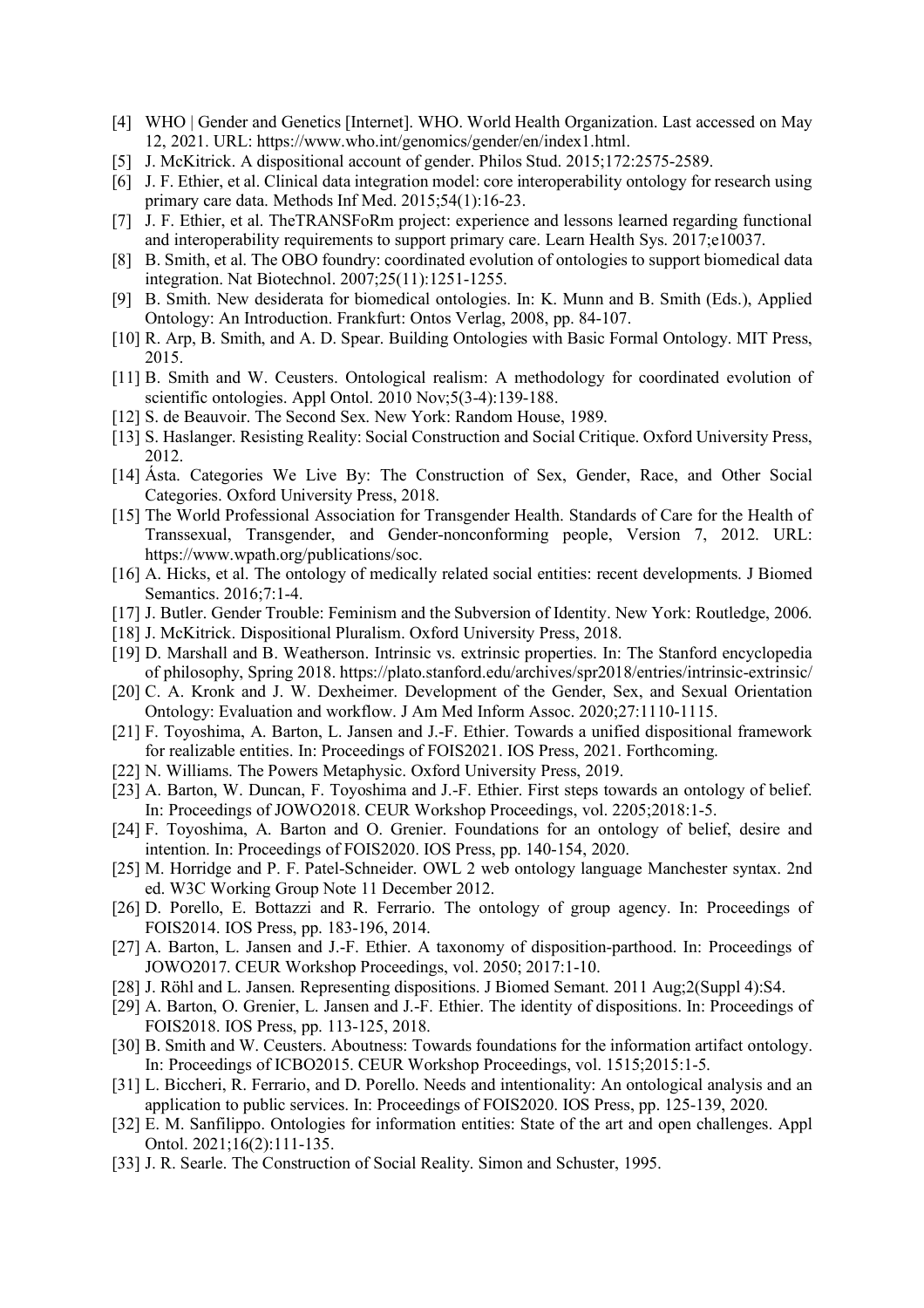[4] WHO | Gender and Genetics [Internet]. WHO. World Health Organization. Last accessed on May 12, 2021. URL: https://www.who.int/genomics/gender/en/index1.html.

[5] J. McKitrick. A dispositional account of gender. Philos Stud. 2015;172:2575-2589.

[6] J. F. Ethier, et al. Clinical data integration model: core interoperability ontology for research using primary care data. Methods Inf Med. 2015;54(1):16-23.

[7] J. F. Ethier, et al. TheTRANSFoRm project: experience and lessons learned regarding functional and interoperability requirements to support primary care. Learn Health Sys. 2017;e10037.

[8] B. Smith, et al. The OBO foundry: coordinated evolution of ontologies to support biomedical data integration. Nat Biotechnol. 2007;25(11):1251-1255.

[9] B. Smith. New desiderata for biomedical ontologies. In: K. Munn and B. Smith (Eds.), Applied Ontology: An Introduction. Frankfurt: Ontos Verlag, 2008, pp. 84-107.

[10] R. Arp, B. Smith, and A. D. Spear. Building Ontologies with Basic Formal Ontology. MIT Press, 2015.

[11] B. Smith and W. Ceusters. Ontological realism: A methodology for coordinated evolution of scientific ontologies. Appl Ontol. 2010 Nov;5(3-4):139-188.

[12] S. de Beauvoir. The Second Sex. New York: Random House, 1989.

[13] S. Haslanger. Resisting Reality: Social Construction and Social Critique. Oxford University Press, 2012.

[14] Ásta. Categories We Live By: The Construction of Sex, Gender, Race, and Other Social Categories. Oxford University Press, 2018.

[15] The World Professional Association for Transgender Health. Standards of Care for the Health of Transsexual, Transgender, and Gender-nonconforming people, Version 7, 2012. URL: https://www.wpath.org/publications/soc.

[16] A. Hicks, et al. The ontology of medically related social entities: recent developments. J Biomed Semantics. 2016;7:1-4.

[17] J. Butler. Gender Trouble: Feminism and the Subversion of Identity. New York: Routledge, 2006.

[18] J. McKitrick. Dispositional Pluralism. Oxford University Press, 2018.

[19] D. Marshall and B. Weatherson. Intrinsic vs. extrinsic properties. In: The Stanford encyclopedia of philosophy, Spring 2018. https://plato.stanford.edu/archives/spr2018/entries/intrinsic-extrinsic/

[20] C. A. Kronk and J. W. Dexheimer. Development of the Gender, Sex, and Sexual Orientation Ontology: Evaluation and workflow. J Am Med Inform Assoc. 2020;27:1110-1115.

[21] F. Toyoshima, A. Barton, L. Jansen and J.-F. Ethier. Towards a unified dispositional framework for realizable entities. In: Proceedings of FOIS2021. IOS Press, 2021. Forthcoming.

[22] N. Williams. The Powers Metaphysic. Oxford University Press, 2019.

[23] A. Barton, W. Duncan, F. Toyoshima and J.-F. Ethier. First steps towards an ontology of belief. In: Proceedings of JOWO2018. CEUR Workshop Proceedings, vol. 2205;2018:1-5.

[24] F. Toyoshima, A. Barton and O. Grenier. Foundations for an ontology of belief, desire and intention. In: Proceedings of FOIS2020. IOS Press, pp. 140-154, 2020.

[25] M. Horridge and P. F. Patel-Schneider. OWL 2 web ontology language Manchester syntax. 2nd ed. W3C Working Group Note 11 December 2012.

[26] D. Porello, E. Bottazzi and R. Ferrario. The ontology of group agency. In: Proceedings of FOIS2014. IOS Press, pp. 183-196, 2014.

[27] A. Barton, L. Jansen and J.-F. Ethier. A taxonomy of disposition-parthood. In: Proceedings of JOWO2017. CEUR Workshop Proceedings, vol. 2050; 2017:1-10.

[28] J. Röhl and L. Jansen. Representing dispositions. J Biomed Semant. 2011 Aug;2(Suppl 4):S4.

[29] A. Barton, O. Grenier, L. Jansen and J.-F. Ethier. The identity of dispositions. In: Proceedings of FOIS2018. IOS Press, pp. 113-125, 2018.

[30] B. Smith and W. Ceusters. Aboutness: Towards foundations for the information artifact ontology. In: Proceedings of ICBO2015. CEUR Workshop Proceedings, vol. 1515;2015:1-5.

[31] L. Biccheri, R. Ferrario, and D. Porello. Needs and intentionality: An ontological analysis and an application to public services. In: Proceedings of FOIS2020. IOS Press, pp. 125-139, 2020.

[32] E. M. Sanfilippo. Ontologies for information entities: State of the art and open challenges. Appl Ontol. 2021;16(2):111-135.

[33] J. R. Searle. The Construction of Social Reality. Simon and Schuster, 1995.